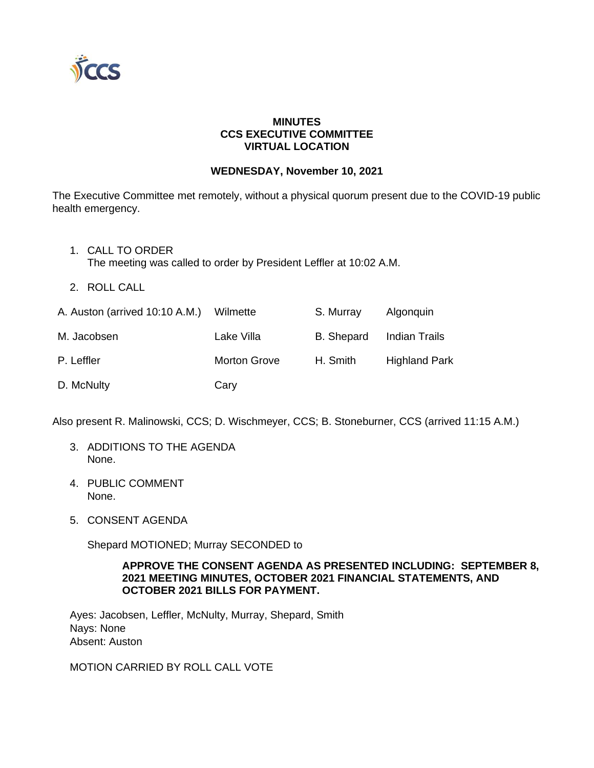# MINUTES
# CCS EXECUTIVE COMMITTEE
# VIRTUAL LOCATION

## WEDNESDAY, November 10, 2021

The Executive Committee met remotely, without a physical quorum present due to the COVID-19 public health emergency.

1. CALL TO ORDER
   The meeting was called to order by President Leffler at 10:02 A.M.

2. ROLL CALL

| | | | |
|---|---|---|---|
| A. Auston (arrived 10:10 A.M.) | Wilmette | S. Murray | Algonquin |
| M. Jacobsen | Lake Villa | B. Shepard | Indian Trails |
| P. Leffler | Morton Grove | H. Smith | Highland Park |
| D. McNulty | Cary | | |

Also present R. Malinowski, CCS; D. Wischmeyer, CCS; B. Stoneburner, CCS (arrived 11:15 A.M.)

3. ADDITIONS TO THE AGENDA
   None.

4. PUBLIC COMMENT
   None.

5. CONSENT AGENDA

   Shepard MOTIONED; Murray SECONDED to

   **APPROVE THE CONSENT AGENDA AS PRESENTED INCLUDING: SEPTEMBER 8, 2021 MEETING MINUTES, OCTOBER 2021 FINANCIAL STATEMENTS, AND OCTOBER 2021 BILLS FOR PAYMENT.**

Ayes: Jacobsen, Leffler, McNulty, Murray, Shepard, Smith
Nays: None
Absent: Auston

MOTION CARRIED BY ROLL CALL VOTE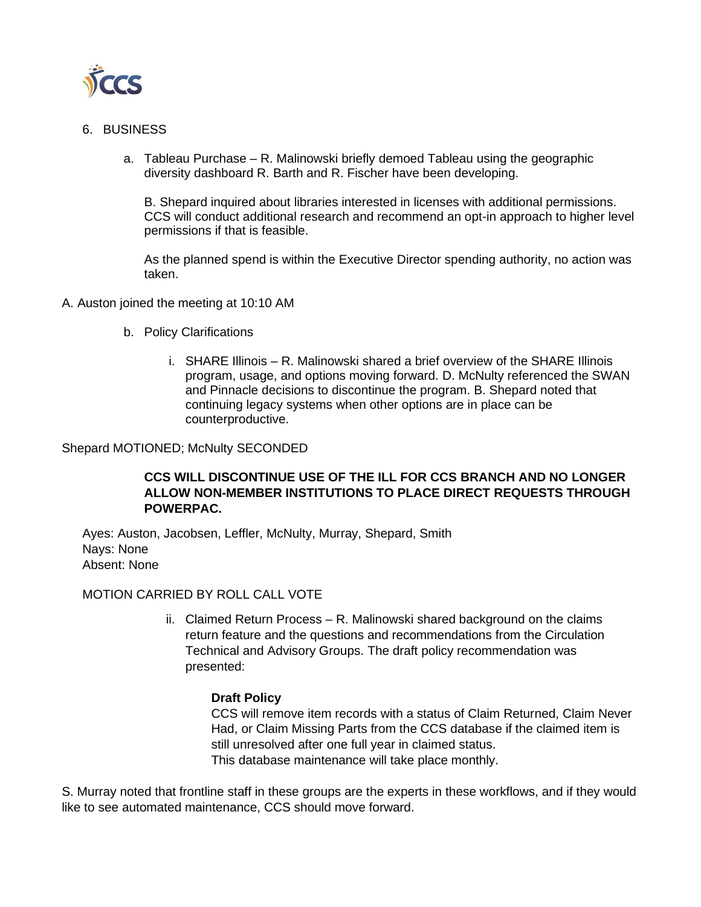6. BUSINESS

   a. Tableau Purchase – R. Malinowski briefly demoed Tableau using the geographic diversity dashboard R. Barth and R. Fischer have been developing.

      B. Shepard inquired about libraries interested in licenses with additional permissions. CCS will conduct additional research and recommend an opt-in approach to higher level permissions if that is feasible.

      As the planned spend is within the Executive Director spending authority, no action was taken.

A. Auston joined the meeting at 10:10 AM

   b. Policy Clarifications

      i. SHARE Illinois – R. Malinowski shared a brief overview of the SHARE Illinois program, usage, and options moving forward. D. McNulty referenced the SWAN and Pinnacle decisions to discontinue the program. B. Shepard noted that continuing legacy systems when other options are in place can be counterproductive.

Shepard MOTIONED; McNulty SECONDED

**CCS WILL DISCONTINUE USE OF THE ILL FOR CCS BRANCH AND NO LONGER ALLOW NON-MEMBER INSTITUTIONS TO PLACE DIRECT REQUESTS THROUGH POWERPAC.**

Ayes: Auston, Jacobsen, Leffler, McNulty, Murray, Shepard, Smith
Nays: None
Absent: None

MOTION CARRIED BY ROLL CALL VOTE

      ii. Claimed Return Process – R. Malinowski shared background on the claims return feature and the questions and recommendations from the Circulation Technical and Advisory Groups. The draft policy recommendation was presented:

**Draft Policy**
CCS will remove item records with a status of Claim Returned, Claim Never Had, or Claim Missing Parts from the CCS database if the claimed item is still unresolved after one full year in claimed status.
This database maintenance will take place monthly.

S. Murray noted that frontline staff in these groups are the experts in these workflows, and if they would like to see automated maintenance, CCS should move forward.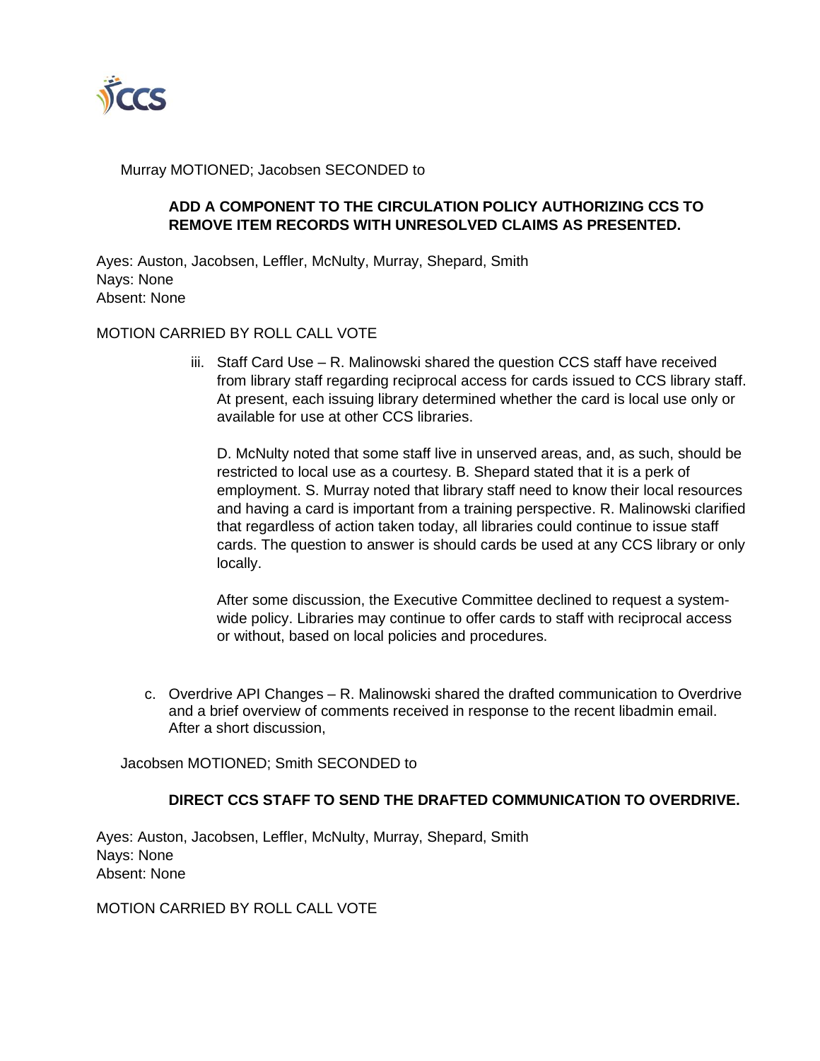Murray MOTIONED; Jacobsen SECONDED to

**ADD A COMPONENT TO THE CIRCULATION POLICY AUTHORIZING CCS TO REMOVE ITEM RECORDS WITH UNRESOLVED CLAIMS AS PRESENTED.**

Ayes: Auston, Jacobsen, Leffler, McNulty, Murray, Shepard, Smith
Nays: None
Absent: None

MOTION CARRIED BY ROLL CALL VOTE

iii. Staff Card Use – R. Malinowski shared the question CCS staff have received from library staff regarding reciprocal access for cards issued to CCS library staff. At present, each issuing library determined whether the card is local use only or available for use at other CCS libraries.

D. McNulty noted that some staff live in unserved areas, and, as such, should be restricted to local use as a courtesy. B. Shepard stated that it is a perk of employment. S. Murray noted that library staff need to know their local resources and having a card is important from a training perspective. R. Malinowski clarified that regardless of action taken today, all libraries could continue to issue staff cards. The question to answer is should cards be used at any CCS library or only locally.

After some discussion, the Executive Committee declined to request a system-wide policy. Libraries may continue to offer cards to staff with reciprocal access or without, based on local policies and procedures.

c. Overdrive API Changes – R. Malinowski shared the drafted communication to Overdrive and a brief overview of comments received in response to the recent libadmin email. After a short discussion,

Jacobsen MOTIONED; Smith SECONDED to

**DIRECT CCS STAFF TO SEND THE DRAFTED COMMUNICATION TO OVERDRIVE.**

Ayes: Auston, Jacobsen, Leffler, McNulty, Murray, Shepard, Smith
Nays: None
Absent: None

MOTION CARRIED BY ROLL CALL VOTE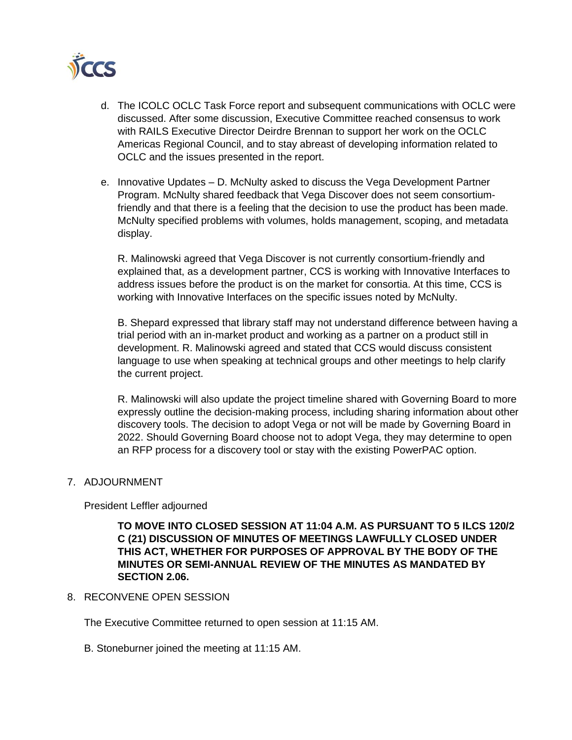d. The ICOLC OCLC Task Force report and subsequent communications with OCLC were discussed. After some discussion, Executive Committee reached consensus to work with RAILS Executive Director Deirdre Brennan to support her work on the OCLC Americas Regional Council, and to stay abreast of developing information related to OCLC and the issues presented in the report.

e. Innovative Updates – D. McNulty asked to discuss the Vega Development Partner Program. McNulty shared feedback that Vega Discover does not seem consortium-friendly and that there is a feeling that the decision to use the product has been made. McNulty specified problems with volumes, holds management, scoping, and metadata display.

   R. Malinowski agreed that Vega Discover is not currently consortium-friendly and explained that, as a development partner, CCS is working with Innovative Interfaces to address issues before the product is on the market for consortia. At this time, CCS is working with Innovative Interfaces on the specific issues noted by McNulty.

   B. Shepard expressed that library staff may not understand difference between having a trial period with an in-market product and working as a partner on a product still in development. R. Malinowski agreed and stated that CCS would discuss consistent language to use when speaking at technical groups and other meetings to help clarify the current project.

   R. Malinowski will also update the project timeline shared with Governing Board to more expressly outline the decision-making process, including sharing information about other discovery tools. The decision to adopt Vega or not will be made by Governing Board in 2022. Should Governing Board choose not to adopt Vega, they may determine to open an RFP process for a discovery tool or stay with the existing PowerPAC option.

7. ADJOURNMENT

   President Leffler adjourned

   **TO MOVE INTO CLOSED SESSION AT 11:04 A.M. AS PURSUANT TO 5 ILCS 120/2 C (21) DISCUSSION OF MINUTES OF MEETINGS LAWFULLY CLOSED UNDER THIS ACT, WHETHER FOR PURPOSES OF APPROVAL BY THE BODY OF THE MINUTES OR SEMI-ANNUAL REVIEW OF THE MINUTES AS MANDATED BY SECTION 2.06.**

8. RECONVENE OPEN SESSION

   The Executive Committee returned to open session at 11:15 AM.

   B. Stoneburner joined the meeting at 11:15 AM.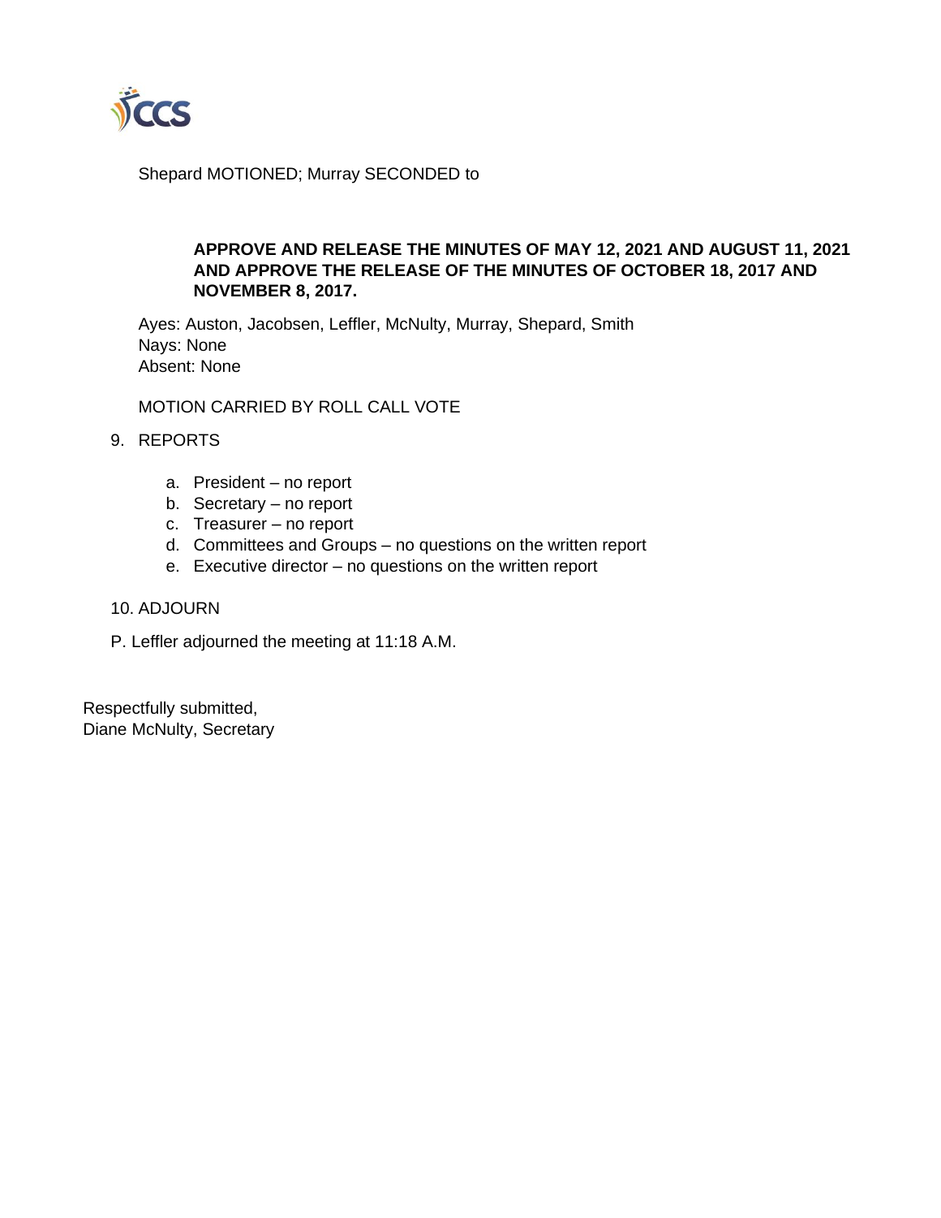Shepard MOTIONED; Murray SECONDED to

> **APPROVE AND RELEASE THE MINUTES OF MAY 12, 2021 AND AUGUST 11, 2021 AND APPROVE THE RELEASE OF THE MINUTES OF OCTOBER 18, 2017 AND NOVEMBER 8, 2017.**

Ayes: Auston, Jacobsen, Leffler, McNulty, Murray, Shepard, Smith
Nays: None
Absent: None

MOTION CARRIED BY ROLL CALL VOTE

9. REPORTS

   a. President – no report
   b. Secretary – no report
   c. Treasurer – no report
   d. Committees and Groups – no questions on the written report
   e. Executive director – no questions on the written report

10. ADJOURN

P. Leffler adjourned the meeting at 11:18 A.M.

Respectfully submitted,
Diane McNulty, Secretary